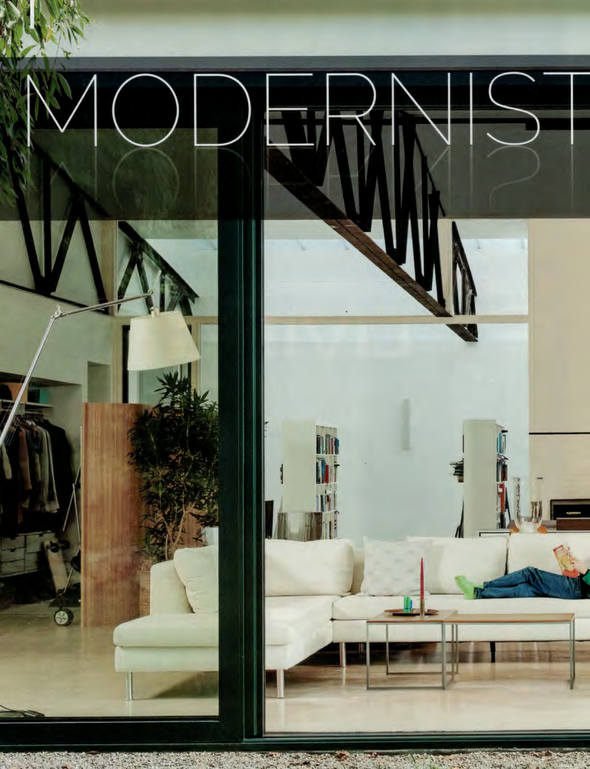# MODERNIST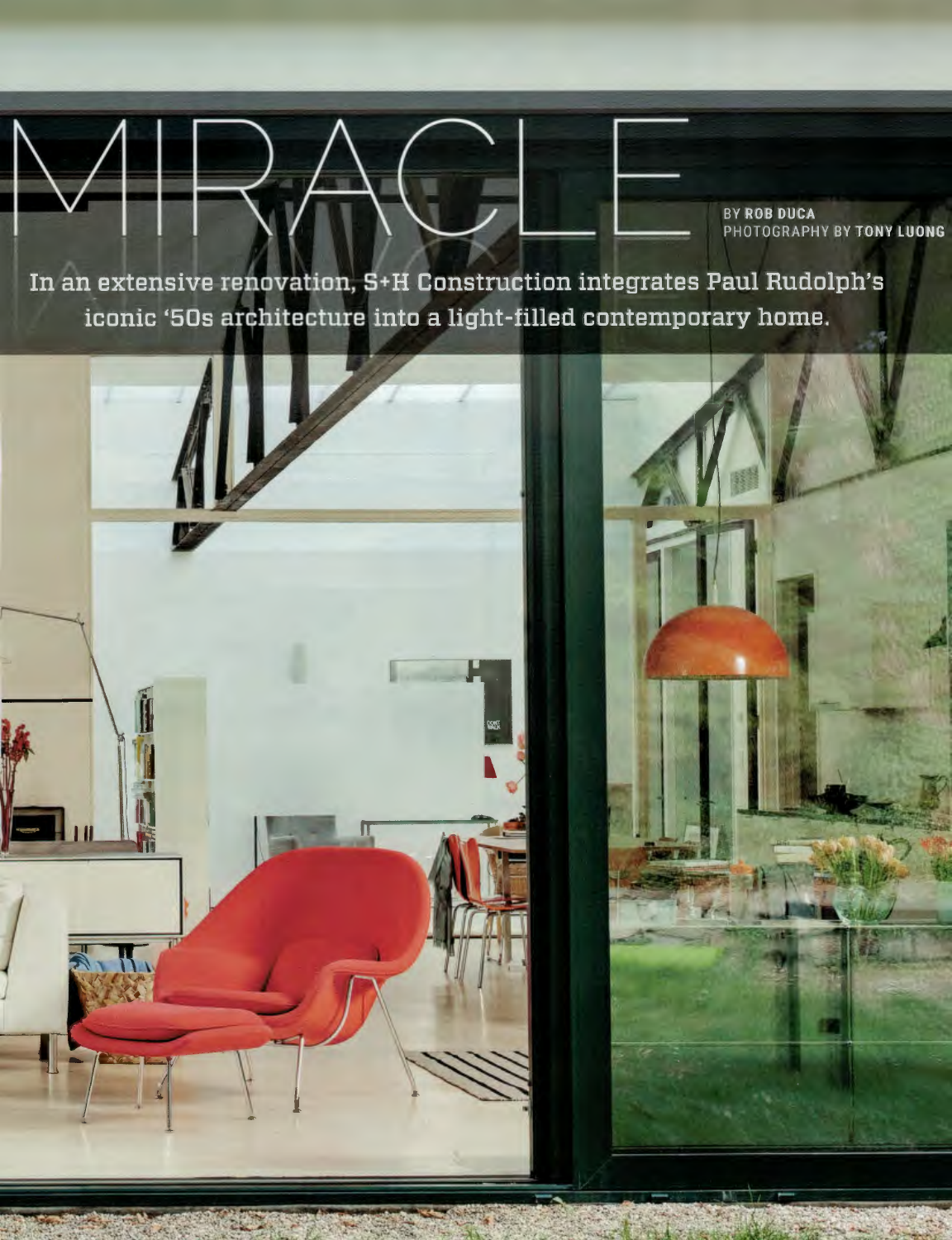# MIRACLE

BY **ROB DUCA**
PHOTOGRAPHY BY **TONY LUONG**

**In an extensive renovation, S+H Construction integrates Paul Rudolph's iconic '50s architecture into a light-filled contemporary home.**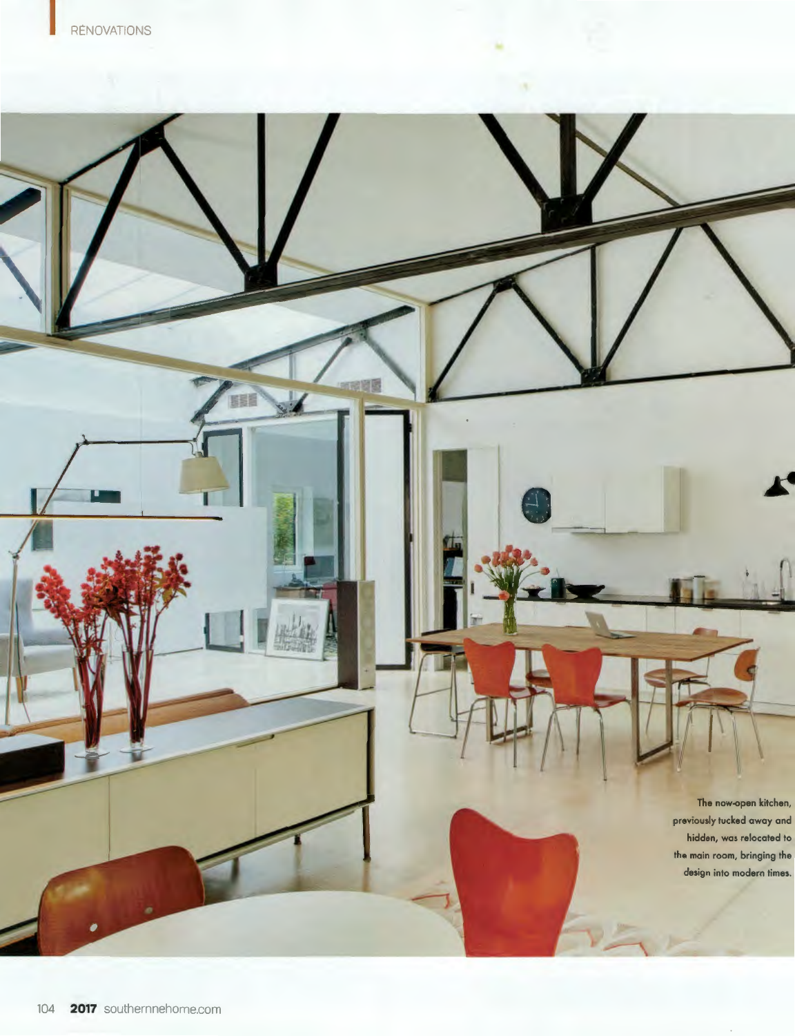The now-open kitchen, previously tucked away and hidden, was relocated to the main room, bringing the design into modern times.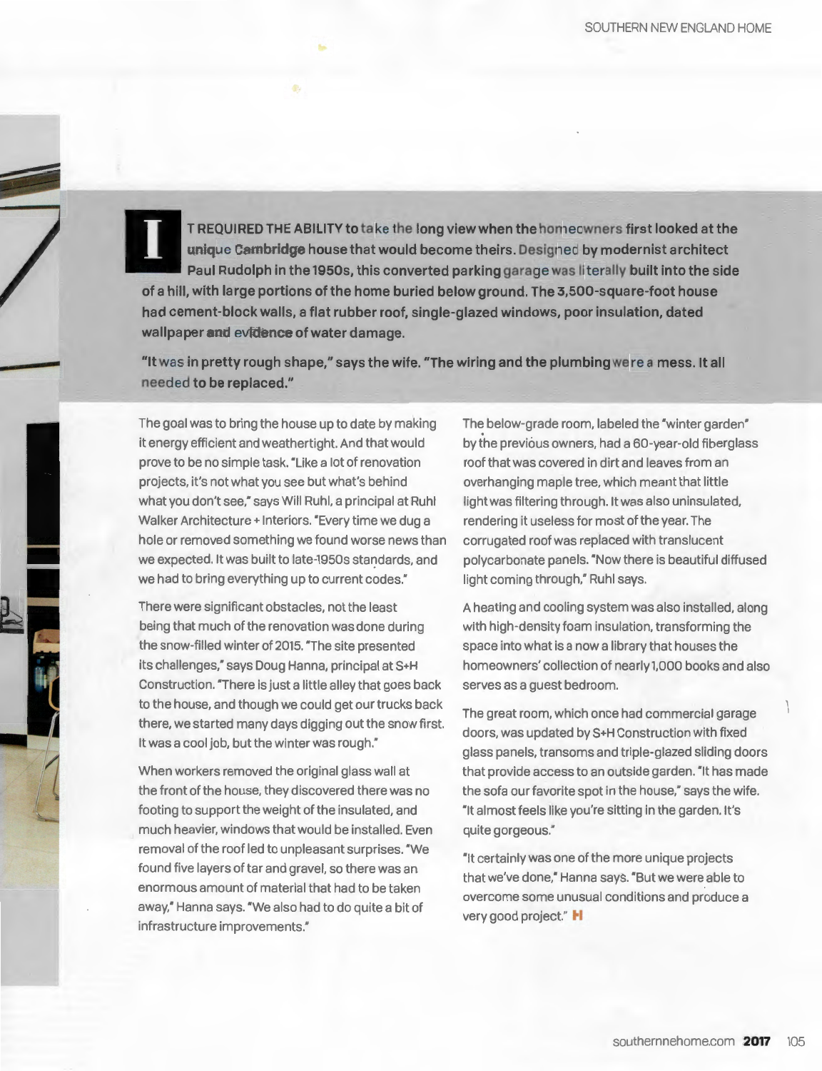**IT REQUIRED THE ABILITY to take the long view when the homeowners first looked at the unique Cambridge house that would become theirs. Designed by modernist architect Paul Rudolph in the 1950s, this converted parking garage was literally built into the side of a hill, with large portions of the home buried below ground. The 3,500-square-foot house had cement-block walls, a flat rubber roof, single-glazed windows, poor insulation, dated wallpaper and evidence of water damage.**

**"It was in pretty rough shape," says the wife. "The wiring and the plumbing were a mess. It all needed to be replaced."**

The goal was to bring the house up to date by making it energy efficient and weathertight. And that would prove to be no simple task. "Like a lot of renovation projects, it's not what you see but what's behind what you don't see," says Will Ruhl, a principal at Ruhl Walker Architecture + Interiors. "Every time we dug a hole or removed something we found worse news than we expected. It was built to late-1950s standards, and we had to bring everything up to current codes."

There were significant obstacles, not the least being that much of the renovation was done during the snow-filled winter of 2015. "The site presented its challenges," says Doug Hanna, principal at S+H Construction. "There is just a little alley that goes back to the house, and though we could get our trucks back there, we started many days digging out the snow first. It was a cool job, but the winter was rough."

When workers removed the original glass wall at the front of the house, they discovered there was no footing to support the weight of the insulated, and much heavier, windows that would be installed. Even removal of the roof led to unpleasant surprises. "We found five layers of tar and gravel, so there was an enormous amount of material that had to be taken away," Hanna says. "We also had to do quite a bit of infrastructure improvements."

The below-grade room, labeled the "winter garden" by the previous owners, had a 60-year-old fiberglass roof that was covered in dirt and leaves from an overhanging maple tree, which meant that little light was filtering through. It was also uninsulated, rendering it useless for most of the year. The corrugated roof was replaced with translucent polycarbonate panels. "Now there is beautiful diffused light coming through," Ruhl says.

A heating and cooling system was also installed, along with high-density foam insulation, transforming the space into what is a now a library that houses the homeowners' collection of nearly 1,000 books and also serves as a guest bedroom.

The great room, which once had commercial garage doors, was updated by S+H Construction with fixed glass panels, transoms and triple-glazed sliding doors that provide access to an outside garden. "It has made the sofa our favorite spot in the house," says the wife. "It almost feels like you're sitting in the garden. It's quite gorgeous."

"It certainly was one of the more unique projects that we've done," Hanna says. "But we were able to overcome some unusual conditions and produce a very good project." **H**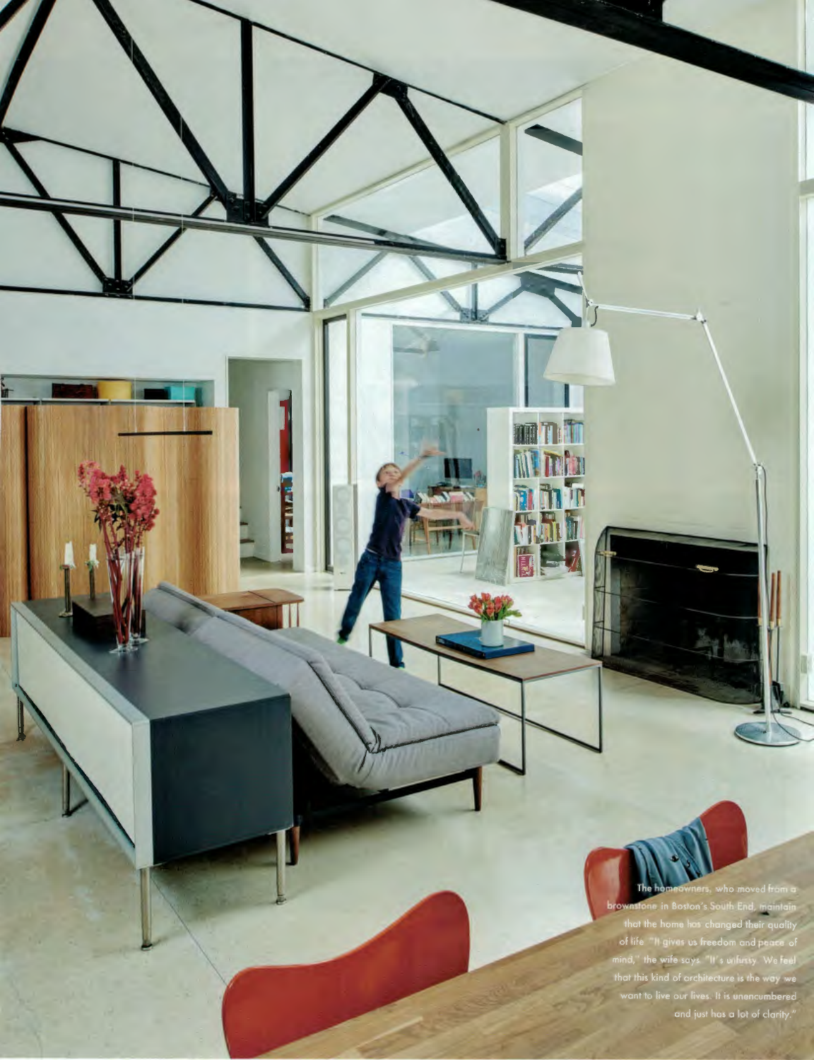The homeowners, who moved from a brownstone in Boston's South End, maintain that the home has changed their quality of life. "It gives us freedom and peace of mind," the wife says. "It's unfussy. We feel that this kind of architecture is the way we want to live our lives. It is unencumbered and just has a lot of clarity."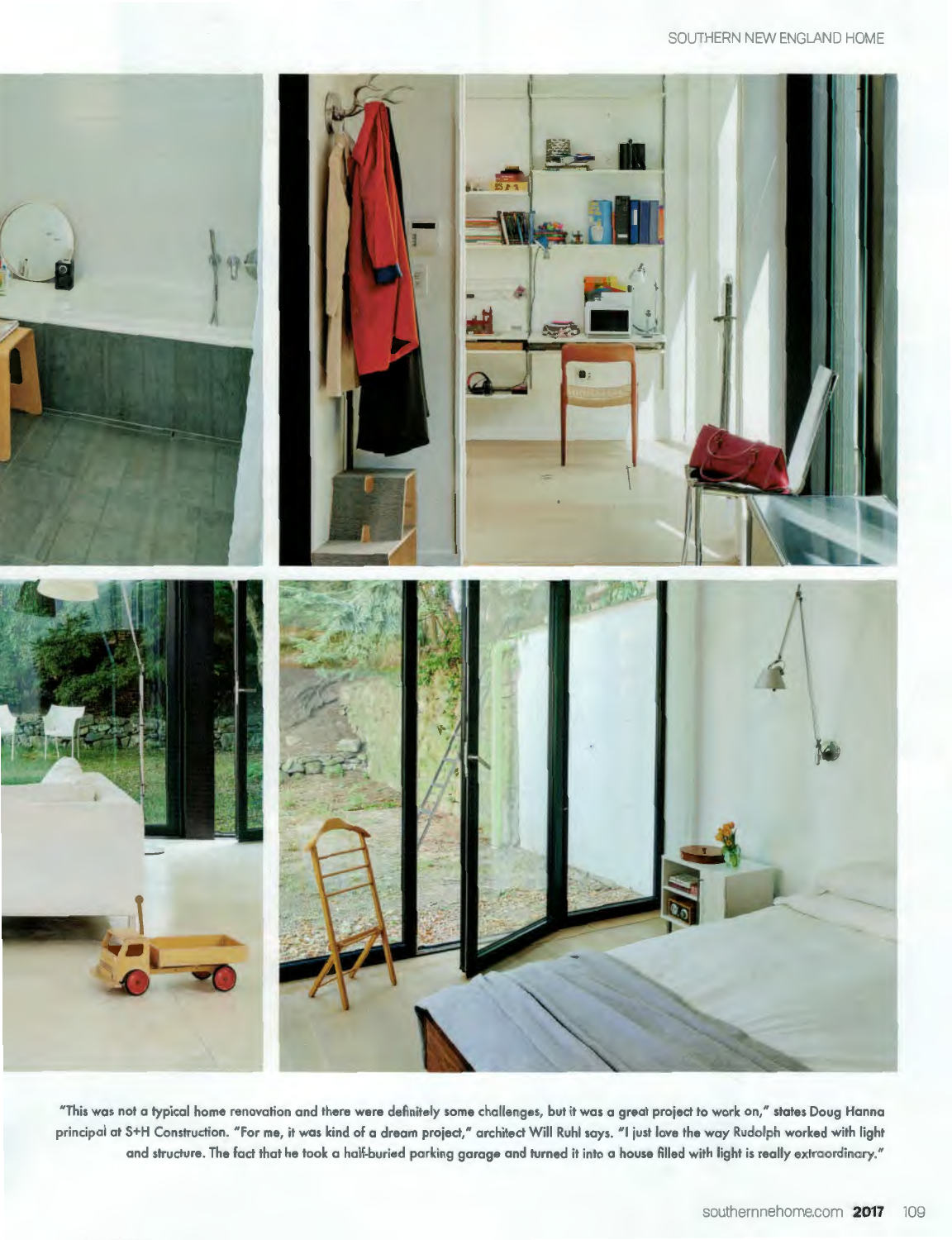"This was not a typical home renovation and there were definitely some challenges, but it was a great project to work on," states Doug Hanna principal at S+H Construction. "For me, it was kind of a dream project," architect Will Ruhl says. "I just love the way Rudolph worked with light and structure. The fact that he took a half-buried parking garage and turned it into a house filled with light is really extraordinary."